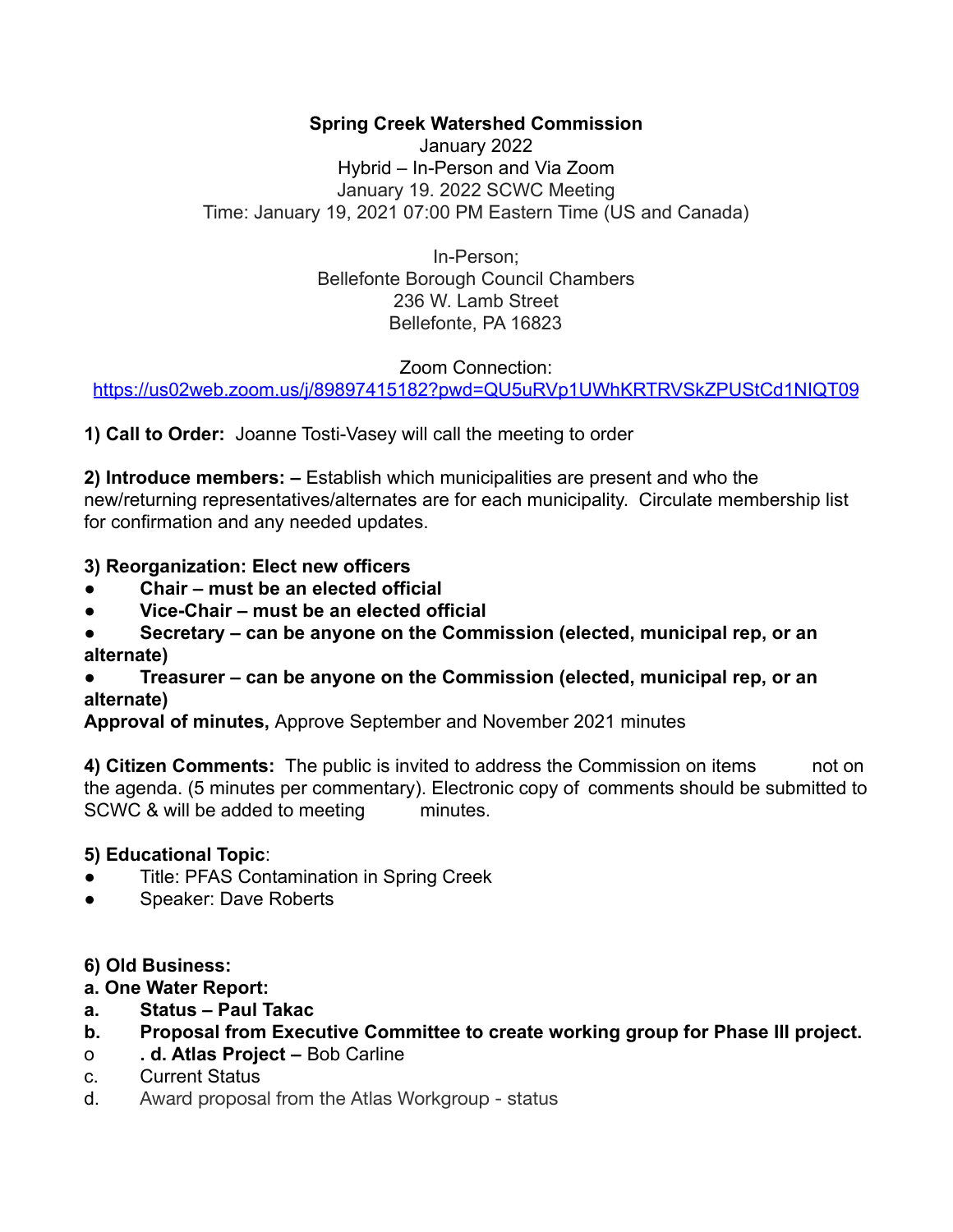**Spring Creek Watershed Commission**
January 2022
Hybrid – In-Person and Via Zoom
January 19. 2022 SCWC Meeting
Time: January 19, 2021 07:00 PM Eastern Time (US and Canada)

In-Person;
Bellefonte Borough Council Chambers
236 W. Lamb Street
Bellefonte, PA 16823

Zoom Connection:
https://us02web.zoom.us/j/89897415182?pwd=QU5uRVp1UWhKRTRVSkZPUStCd1NIQT09

**1) Call to Order:** Joanne Tosti-Vasey will call the meeting to order

**2) Introduce members: –** Establish which municipalities are present and who the new/returning representatives/alternates are for each municipality. Circulate membership list for confirmation and any needed updates.

**3) Reorganization: Elect new officers**

- **Chair – must be an elected official**
- **Vice-Chair – must be an elected official**
- **Secretary – can be anyone on the Commission (elected, municipal rep, or an alternate)**
- **Treasurer – can be anyone on the Commission (elected, municipal rep, or an alternate)**

**Approval of minutes,** Approve September and November 2021 minutes

**4) Citizen Comments:** The public is invited to address the Commission on items not on the agenda. (5 minutes per commentary). Electronic copy of comments should be submitted to SCWC & will be added to meeting minutes.

**5) Educational Topic**:

- Title: PFAS Contamination in Spring Creek
- Speaker: Dave Roberts

**6) Old Business:**

**a. One Water Report:**

a. **Status – Paul Takac**

b. **Proposal from Executive Committee to create working group for Phase III project.**

o **. d. Atlas Project –** Bob Carline

c. Current Status

d. Award proposal from the Atlas Workgroup - status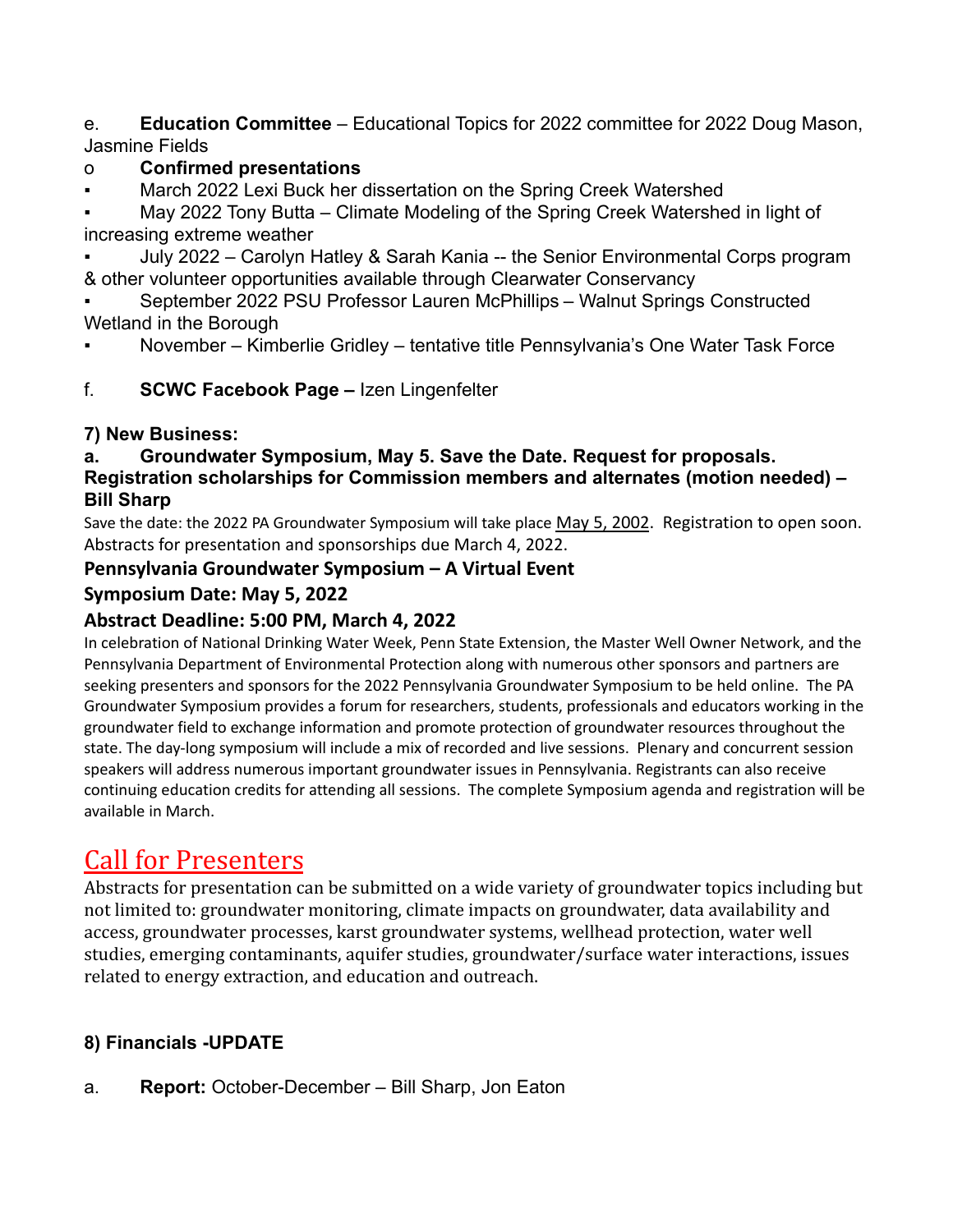e. **Education Committee** – Educational Topics for 2022 committee for 2022 Doug Mason, Jasmine Fields

o **Confirmed presentations**

- March 2022 Lexi Buck her dissertation on the Spring Creek Watershed
- May 2022 Tony Butta – Climate Modeling of the Spring Creek Watershed in light of increasing extreme weather
- July 2022 – Carolyn Hatley & Sarah Kania -- the Senior Environmental Corps program & other volunteer opportunities available through Clearwater Conservancy
- September 2022 PSU Professor Lauren McPhillips – Walnut Springs Constructed Wetland in the Borough
- November – Kimberlie Gridley – tentative title Pennsylvania's One Water Task Force

f. **SCWC Facebook Page –** Izen Lingenfelter

**7) New Business:**

**a. Groundwater Symposium, May 5. Save the Date. Request for proposals. Registration scholarships for Commission members and alternates (motion needed) – Bill Sharp**

Save the date: the 2022 PA Groundwater Symposium will take place May 5, 2002. Registration to open soon. Abstracts for presentation and sponsorships due March 4, 2022.

**Pennsylvania Groundwater Symposium – A Virtual Event**

**Symposium Date: May 5, 2022**

**Abstract Deadline: 5:00 PM, March 4, 2022**

In celebration of National Drinking Water Week, Penn State Extension, the Master Well Owner Network, and the Pennsylvania Department of Environmental Protection along with numerous other sponsors and partners are seeking presenters and sponsors for the 2022 Pennsylvania Groundwater Symposium to be held online. The PA Groundwater Symposium provides a forum for researchers, students, professionals and educators working in the groundwater field to exchange information and promote protection of groundwater resources throughout the state. The day-long symposium will include a mix of recorded and live sessions. Plenary and concurrent session speakers will address numerous important groundwater issues in Pennsylvania. Registrants can also receive continuing education credits for attending all sessions. The complete Symposium agenda and registration will be available in March.

## Call for Presenters

Abstracts for presentation can be submitted on a wide variety of groundwater topics including but not limited to: groundwater monitoring, climate impacts on groundwater, data availability and access, groundwater processes, karst groundwater systems, wellhead protection, water well studies, emerging contaminants, aquifer studies, groundwater/surface water interactions, issues related to energy extraction, and education and outreach.

**8) Financials -UPDATE**

a. **Report:** October-December – Bill Sharp, Jon Eaton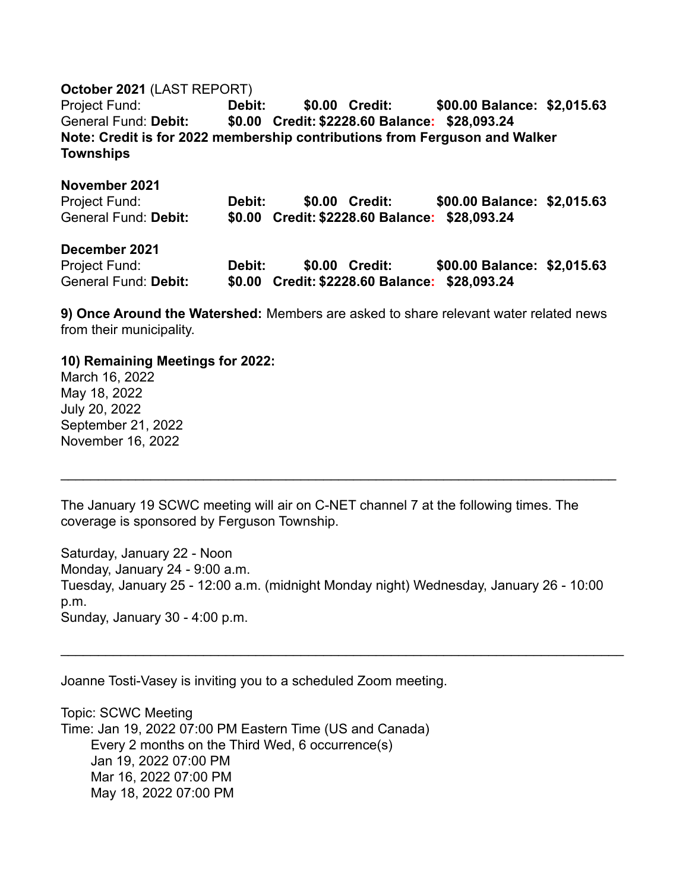**October 2021** (LAST REPORT)
Project Fund: **Debit: $0.00 Credit: $00.00 Balance: $2,015.63**
General Fund: **Debit: $0.00 Credit: $2228.60 Balance: $28,093.24**
**Note: Credit is for 2022 membership contributions from Ferguson and Walker Townships**

**November 2021**
Project Fund: **Debit: $0.00 Credit: $00.00 Balance: $2,015.63**
General Fund: **Debit: $0.00 Credit: $2228.60 Balance: $28,093.24**

**December 2021**
Project Fund: **Debit: $0.00 Credit: $00.00 Balance: $2,015.63**
General Fund: **Debit: $0.00 Credit: $2228.60 Balance: $28,093.24**

**9) Once Around the Watershed:** Members are asked to share relevant water related news from their municipality.

**10) Remaining Meetings for 2022:**
March 16, 2022
May 18, 2022
July 20, 2022
September 21, 2022
November 16, 2022

---

The January 19 SCWC meeting will air on C-NET channel 7 at the following times. The coverage is sponsored by Ferguson Township.

Saturday, January 22 - Noon
Monday, January 24 - 9:00 a.m.
Tuesday, January 25 - 12:00 a.m. (midnight Monday night) Wednesday, January 26 - 10:00 p.m.
Sunday, January 30 - 4:00 p.m.

---

Joanne Tosti-Vasey is inviting you to a scheduled Zoom meeting.

Topic: SCWC Meeting
Time: Jan 19, 2022 07:00 PM Eastern Time (US and Canada)
Every 2 months on the Third Wed, 6 occurrence(s)
Jan 19, 2022 07:00 PM
Mar 16, 2022 07:00 PM
May 18, 2022 07:00 PM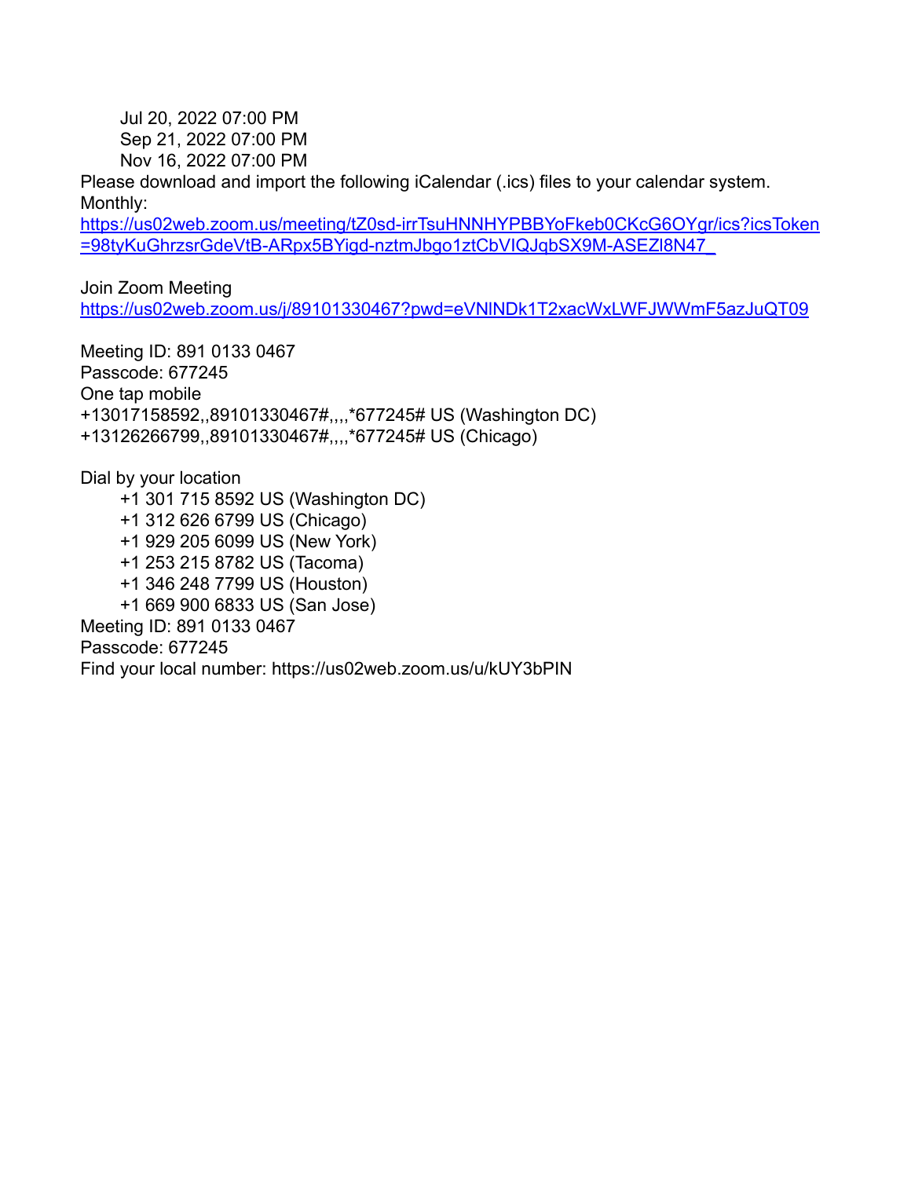Jul 20, 2022 07:00 PM
Sep 21, 2022 07:00 PM
Nov 16, 2022 07:00 PM

Please download and import the following iCalendar (.ics) files to your calendar system.
Monthly:
https://us02web.zoom.us/meeting/tZ0sd-irrTsuHNNHYPBBYoFkeb0CKcG6OYgr/ics?icsToken=98tyKuGhrzsrGdeVtB-ARpx5BYigd-nztmJbgo1ztCbVIQJqbSX9M-ASEZl8N47_

Join Zoom Meeting
https://us02web.zoom.us/j/89101330467?pwd=eVNlNDk1T2xacWxLWFJWWmF5azJuQT09

Meeting ID: 891 0133 0467
Passcode: 677245
One tap mobile
+13017158592,,89101330467#,,,,*677245# US (Washington DC)
+13126266799,,89101330467#,,,,*677245# US (Chicago)

Dial by your location
+1 301 715 8592 US (Washington DC)
+1 312 626 6799 US (Chicago)
+1 929 205 6099 US (New York)
+1 253 215 8782 US (Tacoma)
+1 346 248 7799 US (Houston)
+1 669 900 6833 US (San Jose)

Meeting ID: 891 0133 0467
Passcode: 677245
Find your local number: https://us02web.zoom.us/u/kUY3bPIN